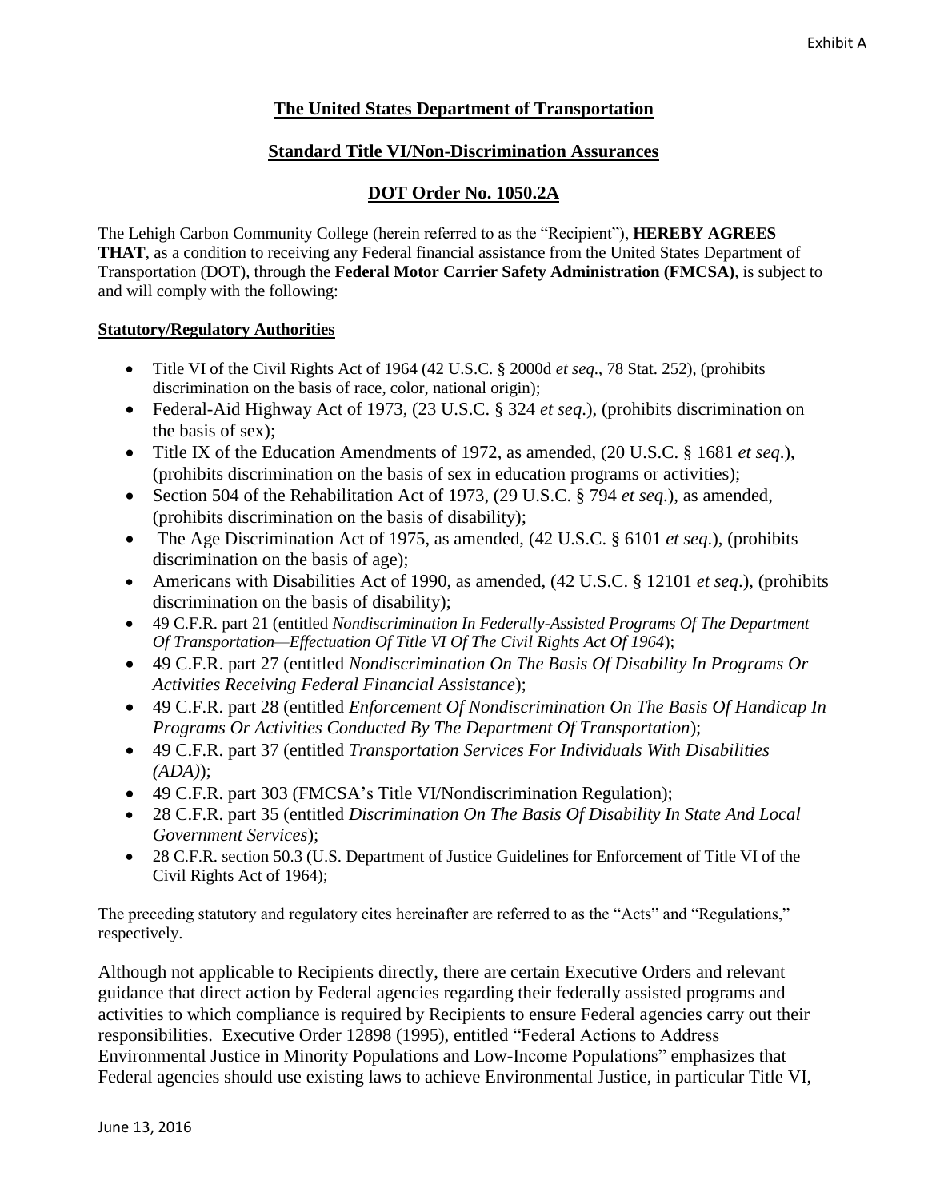Exhibit A

# The United States Department of Transportation

## Standard Title VI/Non-Discrimination Assurances

## DOT Order No. 1050.2A

The Lehigh Carbon Community College (herein referred to as the "Recipient"), **HEREBY AGREES THAT**, as a condition to receiving any Federal financial assistance from the United States Department of Transportation (DOT), through the **Federal Motor Carrier Safety Administration (FMCSA)**, is subject to and will comply with the following:

**Statutory/Regulatory Authorities**

- Title VI of the Civil Rights Act of 1964 (42 U.S.C. § 2000d *et seq*., 78 Stat. 252), (prohibits discrimination on the basis of race, color, national origin);
- Federal-Aid Highway Act of 1973, (23 U.S.C. § 324 *et seq*.), (prohibits discrimination on the basis of sex);
- Title IX of the Education Amendments of 1972, as amended, (20 U.S.C. § 1681 *et seq*.), (prohibits discrimination on the basis of sex in education programs or activities);
- Section 504 of the Rehabilitation Act of 1973, (29 U.S.C. § 794 *et seq*.), as amended, (prohibits discrimination on the basis of disability);
- The Age Discrimination Act of 1975, as amended, (42 U.S.C. § 6101 *et seq*.), (prohibits discrimination on the basis of age);
- Americans with Disabilities Act of 1990, as amended, (42 U.S.C. § 12101 *et seq*.), (prohibits discrimination on the basis of disability);
- 49 C.F.R. part 21 (entitled *Nondiscrimination In Federally-Assisted Programs Of The Department Of Transportation—Effectuation Of Title VI Of The Civil Rights Act Of 1964*);
- 49 C.F.R. part 27 (entitled *Nondiscrimination On The Basis Of Disability In Programs Or Activities Receiving Federal Financial Assistance*);
- 49 C.F.R. part 28 (entitled *Enforcement Of Nondiscrimination On The Basis Of Handicap In Programs Or Activities Conducted By The Department Of Transportation*);
- 49 C.F.R. part 37 (entitled *Transportation Services For Individuals With Disabilities (ADA)*);
- 49 C.F.R. part 303 (FMCSA's Title VI/Nondiscrimination Regulation);
- 28 C.F.R. part 35 (entitled *Discrimination On The Basis Of Disability In State And Local Government Services*);
- 28 C.F.R. section 50.3 (U.S. Department of Justice Guidelines for Enforcement of Title VI of the Civil Rights Act of 1964);

The preceding statutory and regulatory cites hereinafter are referred to as the "Acts" and "Regulations," respectively.

Although not applicable to Recipients directly, there are certain Executive Orders and relevant guidance that direct action by Federal agencies regarding their federally assisted programs and activities to which compliance is required by Recipients to ensure Federal agencies carry out their responsibilities. Executive Order 12898 (1995), entitled "Federal Actions to Address Environmental Justice in Minority Populations and Low-Income Populations" emphasizes that Federal agencies should use existing laws to achieve Environmental Justice, in particular Title VI,

June 13, 2016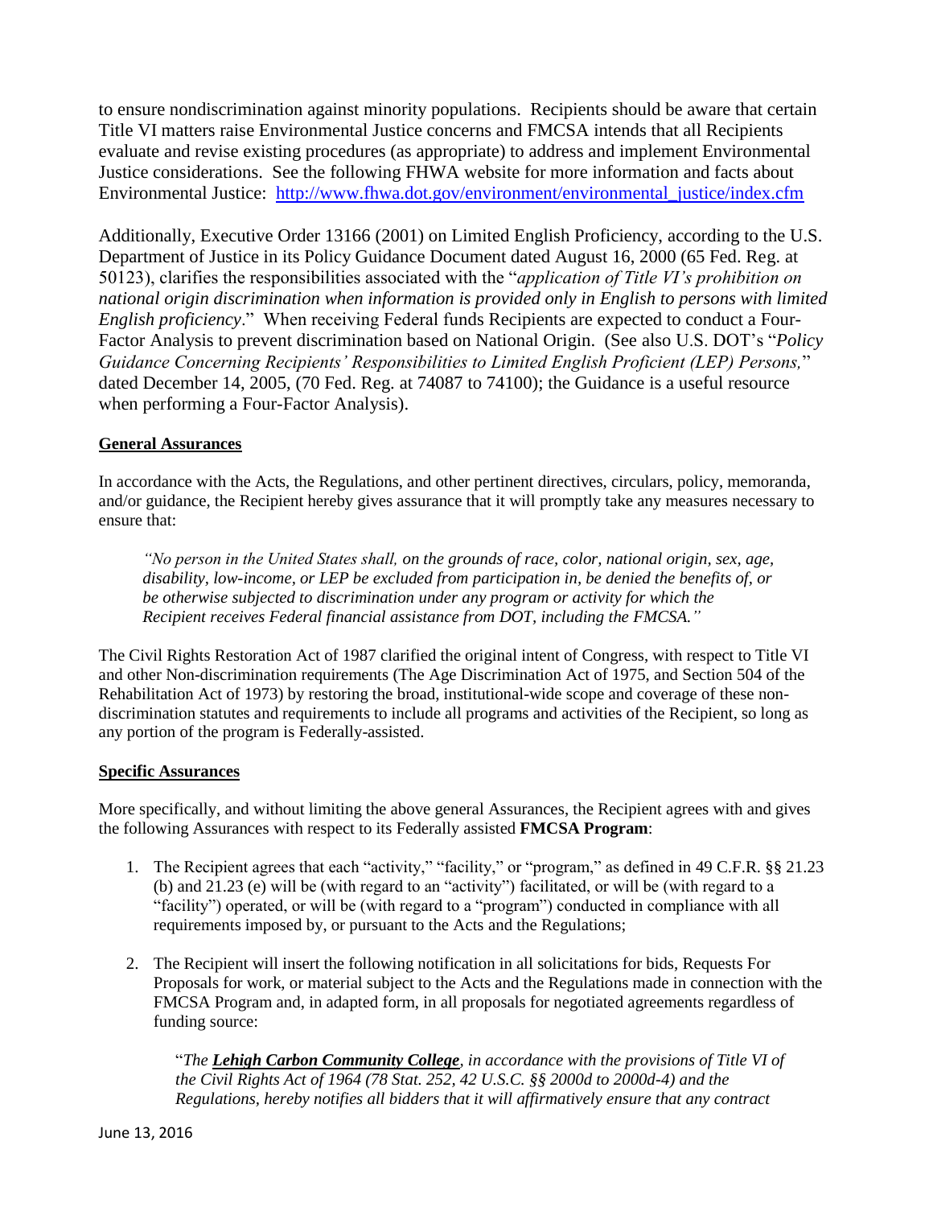to ensure nondiscrimination against minority populations. Recipients should be aware that certain Title VI matters raise Environmental Justice concerns and FMCSA intends that all Recipients evaluate and revise existing procedures (as appropriate) to address and implement Environmental Justice considerations. See the following FHWA website for more information and facts about Environmental Justice: http://www.fhwa.dot.gov/environment/environmental_justice/index.cfm

Additionally, Executive Order 13166 (2001) on Limited English Proficiency, according to the U.S. Department of Justice in its Policy Guidance Document dated August 16, 2000 (65 Fed. Reg. at 50123), clarifies the responsibilities associated with the "*application of Title VI's prohibition on national origin discrimination when information is provided only in English to persons with limited English proficiency*." When receiving Federal funds Recipients are expected to conduct a Four-Factor Analysis to prevent discrimination based on National Origin. (See also U.S. DOT's "*Policy Guidance Concerning Recipients' Responsibilities to Limited English Proficient (LEP) Persons,*" dated December 14, 2005, (70 Fed. Reg. at 74087 to 74100); the Guidance is a useful resource when performing a Four-Factor Analysis).

**General Assurances**

In accordance with the Acts, the Regulations, and other pertinent directives, circulars, policy, memoranda, and/or guidance, the Recipient hereby gives assurance that it will promptly take any measures necessary to ensure that:

> *"No person in the United States shall, on the grounds of race, color, national origin, sex, age, disability, low-income, or LEP be excluded from participation in, be denied the benefits of, or be otherwise subjected to discrimination under any program or activity for which the Recipient receives Federal financial assistance from DOT, including the FMCSA."*

The Civil Rights Restoration Act of 1987 clarified the original intent of Congress, with respect to Title VI and other Non-discrimination requirements (The Age Discrimination Act of 1975, and Section 504 of the Rehabilitation Act of 1973) by restoring the broad, institutional-wide scope and coverage of these non-discrimination statutes and requirements to include all programs and activities of the Recipient, so long as any portion of the program is Federally-assisted.

**Specific Assurances**

More specifically, and without limiting the above general Assurances, the Recipient agrees with and gives the following Assurances with respect to its Federally assisted **FMCSA Program**:

1. The Recipient agrees that each "activity," "facility," or "program," as defined in 49 C.F.R. §§ 21.23 (b) and 21.23 (e) will be (with regard to an "activity") facilitated, or will be (with regard to a "facility") operated, or will be (with regard to a "program") conducted in compliance with all requirements imposed by, or pursuant to the Acts and the Regulations;

2. The Recipient will insert the following notification in all solicitations for bids, Requests For Proposals for work, or material subject to the Acts and the Regulations made in connection with the FMCSA Program and, in adapted form, in all proposals for negotiated agreements regardless of funding source:

   "*The **Lehigh Carbon Community College**, in accordance with the provisions of Title VI of the Civil Rights Act of 1964 (78 Stat. 252, 42 U.S.C. §§ 2000d to 2000d-4) and the Regulations, hereby notifies all bidders that it will affirmatively ensure that any contract*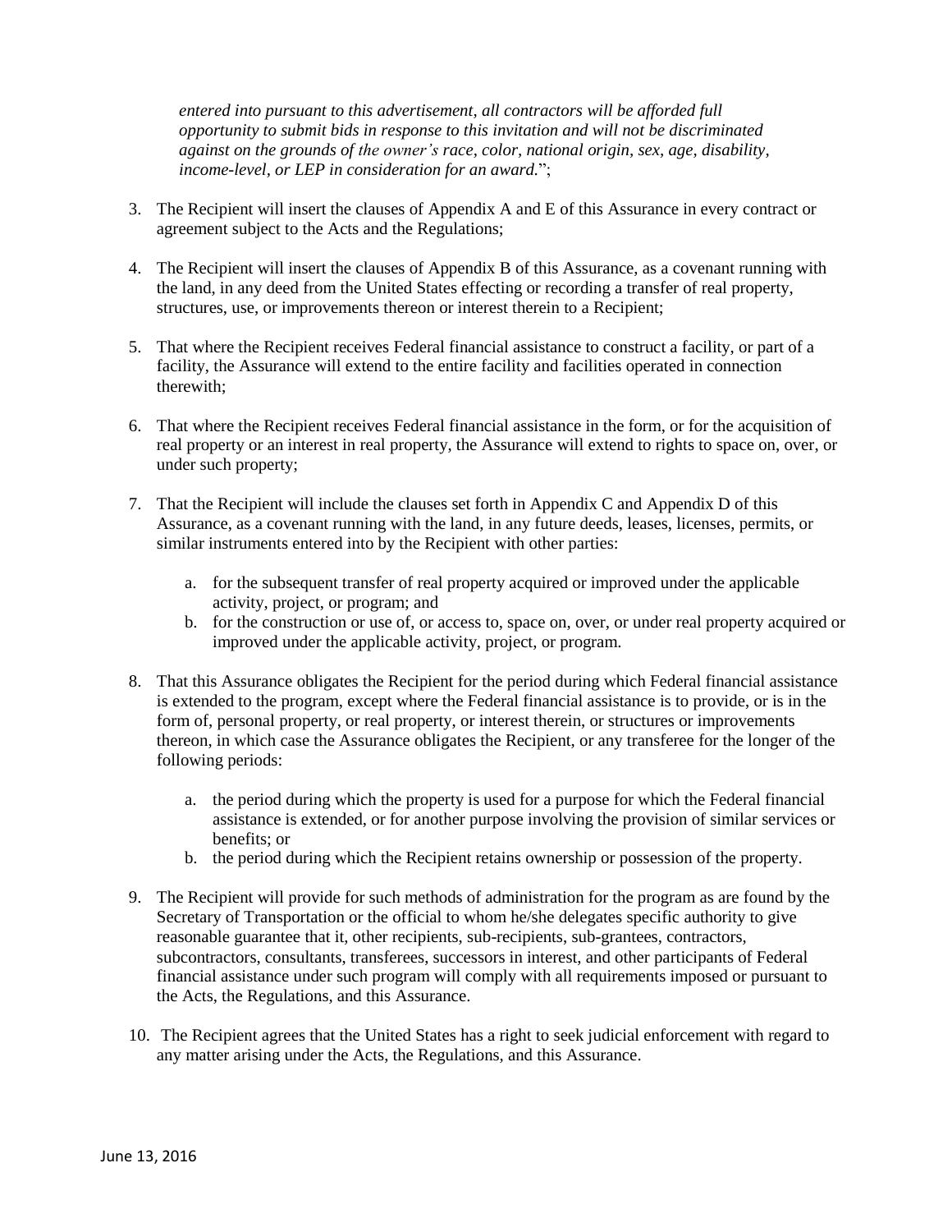*entered into pursuant to this advertisement, all contractors will be afforded full opportunity to submit bids in response to this invitation and will not be discriminated against on the grounds of the owner's race, color, national origin, sex, age, disability, income-level, or LEP in consideration for an award.*";

3. The Recipient will insert the clauses of Appendix A and E of this Assurance in every contract or agreement subject to the Acts and the Regulations;

4. The Recipient will insert the clauses of Appendix B of this Assurance, as a covenant running with the land, in any deed from the United States effecting or recording a transfer of real property, structures, use, or improvements thereon or interest therein to a Recipient;

5. That where the Recipient receives Federal financial assistance to construct a facility, or part of a facility, the Assurance will extend to the entire facility and facilities operated in connection therewith;

6. That where the Recipient receives Federal financial assistance in the form, or for the acquisition of real property or an interest in real property, the Assurance will extend to rights to space on, over, or under such property;

7. That the Recipient will include the clauses set forth in Appendix C and Appendix D of this Assurance, as a covenant running with the land, in any future deeds, leases, licenses, permits, or similar instruments entered into by the Recipient with other parties:

   a. for the subsequent transfer of real property acquired or improved under the applicable activity, project, or program; and
   b. for the construction or use of, or access to, space on, over, or under real property acquired or improved under the applicable activity, project, or program.

8. That this Assurance obligates the Recipient for the period during which Federal financial assistance is extended to the program, except where the Federal financial assistance is to provide, or is in the form of, personal property, or real property, or interest therein, or structures or improvements thereon, in which case the Assurance obligates the Recipient, or any transferee for the longer of the following periods:

   a. the period during which the property is used for a purpose for which the Federal financial assistance is extended, or for another purpose involving the provision of similar services or benefits; or
   b. the period during which the Recipient retains ownership or possession of the property.

9. The Recipient will provide for such methods of administration for the program as are found by the Secretary of Transportation or the official to whom he/she delegates specific authority to give reasonable guarantee that it, other recipients, sub-recipients, sub-grantees, contractors, subcontractors, consultants, transferees, successors in interest, and other participants of Federal financial assistance under such program will comply with all requirements imposed or pursuant to the Acts, the Regulations, and this Assurance.

10. The Recipient agrees that the United States has a right to seek judicial enforcement with regard to any matter arising under the Acts, the Regulations, and this Assurance.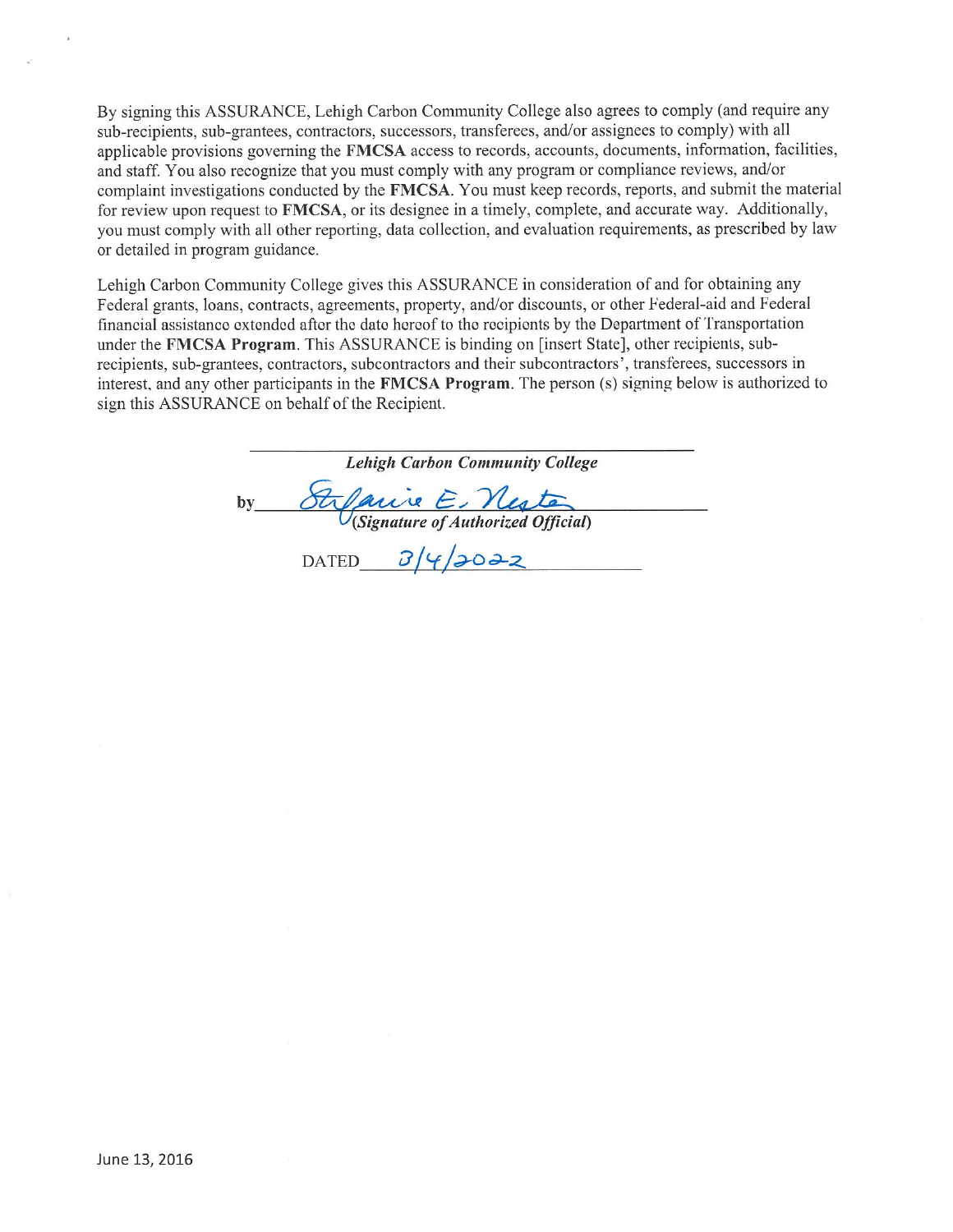By signing this ASSURANCE, Lehigh Carbon Community College also agrees to comply (and require any sub-recipients, sub-grantees, contractors, successors, transferees, and/or assignees to comply) with all applicable provisions governing the **FMCSA** access to records, accounts, documents, information, facilities, and staff. You also recognize that you must comply with any program or compliance reviews, and/or complaint investigations conducted by the **FMCSA**. You must keep records, reports, and submit the material for review upon request to **FMCSA**, or its designee in a timely, complete, and accurate way. Additionally, you must comply with all other reporting, data collection, and evaluation requirements, as prescribed by law or detailed in program guidance.

Lehigh Carbon Community College gives this ASSURANCE in consideration of and for obtaining any Federal grants, loans, contracts, agreements, property, and/or discounts, or other Federal-aid and Federal financial assistance extended after the date hereof to the recipients by the Department of Transportation under the **FMCSA Program**. This ASSURANCE is binding on [insert State], other recipients, sub-recipients, sub-grantees, contractors, subcontractors and their subcontractors', transferees, successors in interest, and any other participants in the **FMCSA Program**. The person (s) signing below is authorized to sign this ASSURANCE on behalf of the Recipient.

***Lehigh Carbon Community College***

by Stefanie E. Nester
***(Signature of Authorized Official)***

DATED 3/4/2022

June 13, 2016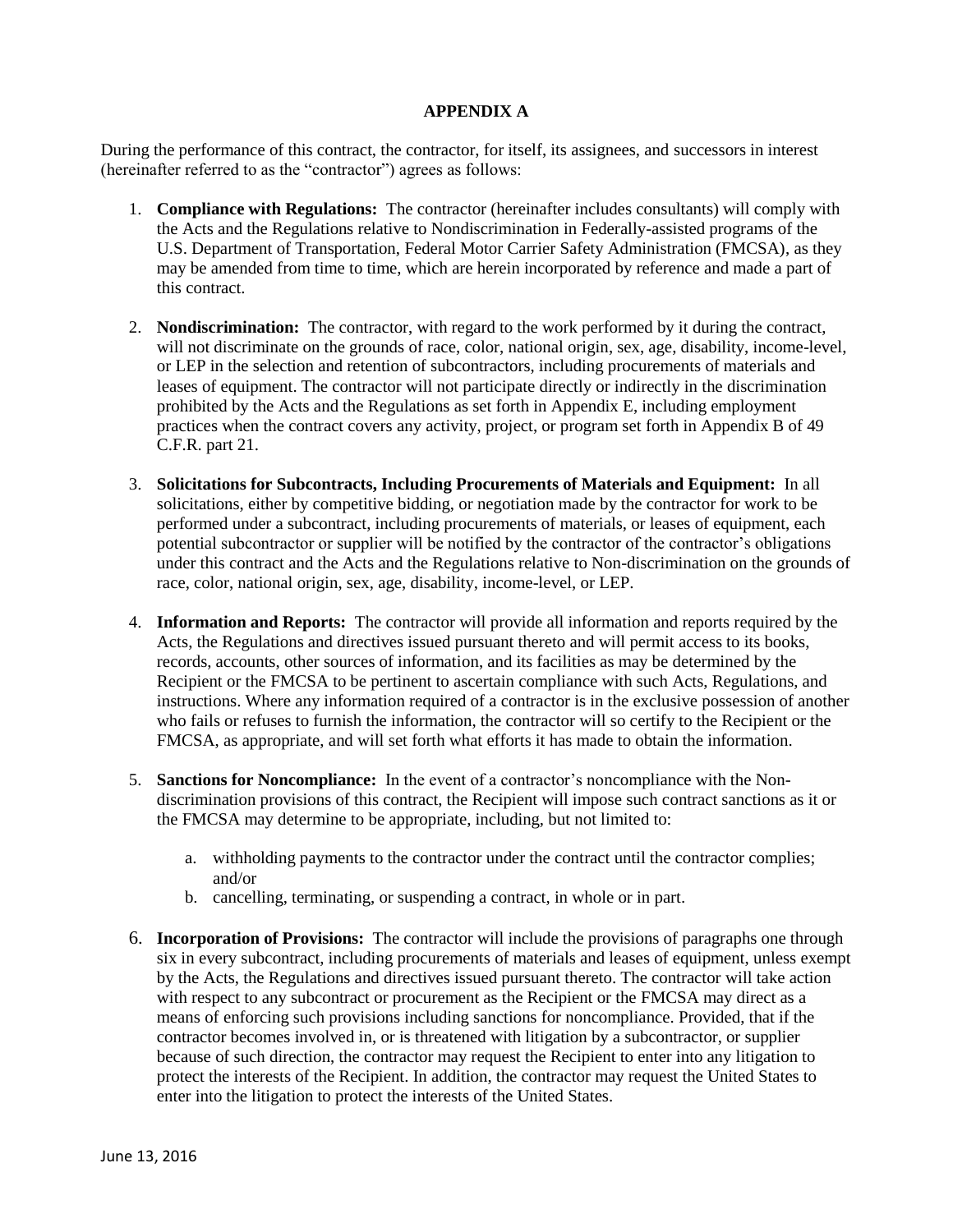# APPENDIX A

During the performance of this contract, the contractor, for itself, its assignees, and successors in interest (hereinafter referred to as the "contractor") agrees as follows:

1. **Compliance with Regulations:** The contractor (hereinafter includes consultants) will comply with the Acts and the Regulations relative to Nondiscrimination in Federally-assisted programs of the U.S. Department of Transportation, Federal Motor Carrier Safety Administration (FMCSA), as they may be amended from time to time, which are herein incorporated by reference and made a part of this contract.

2. **Nondiscrimination:** The contractor, with regard to the work performed by it during the contract, will not discriminate on the grounds of race, color, national origin, sex, age, disability, income-level, or LEP in the selection and retention of subcontractors, including procurements of materials and leases of equipment. The contractor will not participate directly or indirectly in the discrimination prohibited by the Acts and the Regulations as set forth in Appendix E, including employment practices when the contract covers any activity, project, or program set forth in Appendix B of 49 C.F.R. part 21.

3. **Solicitations for Subcontracts, Including Procurements of Materials and Equipment:** In all solicitations, either by competitive bidding, or negotiation made by the contractor for work to be performed under a subcontract, including procurements of materials, or leases of equipment, each potential subcontractor or supplier will be notified by the contractor of the contractor's obligations under this contract and the Acts and the Regulations relative to Non-discrimination on the grounds of race, color, national origin, sex, age, disability, income-level, or LEP.

4. **Information and Reports:** The contractor will provide all information and reports required by the Acts, the Regulations and directives issued pursuant thereto and will permit access to its books, records, accounts, other sources of information, and its facilities as may be determined by the Recipient or the FMCSA to be pertinent to ascertain compliance with such Acts, Regulations, and instructions. Where any information required of a contractor is in the exclusive possession of another who fails or refuses to furnish the information, the contractor will so certify to the Recipient or the FMCSA, as appropriate, and will set forth what efforts it has made to obtain the information.

5. **Sanctions for Noncompliance:** In the event of a contractor's noncompliance with the Non-discrimination provisions of this contract, the Recipient will impose such contract sanctions as it or the FMCSA may determine to be appropriate, including, but not limited to:

   a. withholding payments to the contractor under the contract until the contractor complies; and/or
   b. cancelling, terminating, or suspending a contract, in whole or in part.

6. **Incorporation of Provisions:** The contractor will include the provisions of paragraphs one through six in every subcontract, including procurements of materials and leases of equipment, unless exempt by the Acts, the Regulations and directives issued pursuant thereto. The contractor will take action with respect to any subcontract or procurement as the Recipient or the FMCSA may direct as a means of enforcing such provisions including sanctions for noncompliance. Provided, that if the contractor becomes involved in, or is threatened with litigation by a subcontractor, or supplier because of such direction, the contractor may request the Recipient to enter into any litigation to protect the interests of the Recipient. In addition, the contractor may request the United States to enter into the litigation to protect the interests of the United States.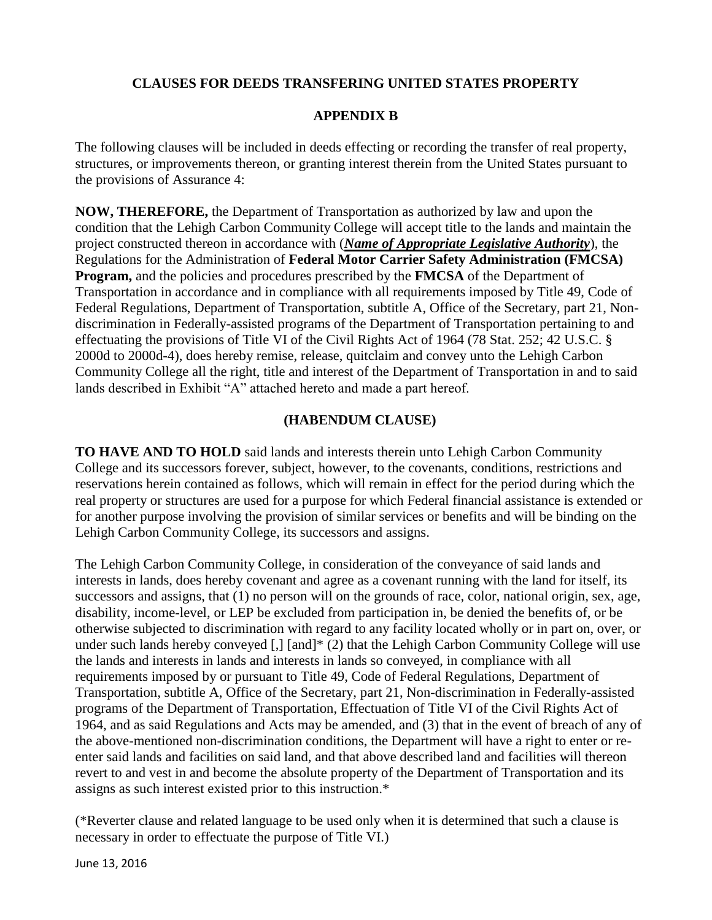**CLAUSES FOR DEEDS TRANSFERING UNITED STATES PROPERTY**

**APPENDIX B**

The following clauses will be included in deeds effecting or recording the transfer of real property, structures, or improvements thereon, or granting interest therein from the United States pursuant to the provisions of Assurance 4:

**NOW, THEREFORE,** the Department of Transportation as authorized by law and upon the condition that the Lehigh Carbon Community College will accept title to the lands and maintain the project constructed thereon in accordance with (***Name of Appropriate Legislative Authority***), the Regulations for the Administration of **Federal Motor Carrier Safety Administration (FMCSA) Program,** and the policies and procedures prescribed by the **FMCSA** of the Department of Transportation in accordance and in compliance with all requirements imposed by Title 49, Code of Federal Regulations, Department of Transportation, subtitle A, Office of the Secretary, part 21, Non-discrimination in Federally-assisted programs of the Department of Transportation pertaining to and effectuating the provisions of Title VI of the Civil Rights Act of 1964 (78 Stat. 252; 42 U.S.C. § 2000d to 2000d-4), does hereby remise, release, quitclaim and convey unto the Lehigh Carbon Community College all the right, title and interest of the Department of Transportation in and to said lands described in Exhibit "A" attached hereto and made a part hereof.

**(HABENDUM CLAUSE)**

**TO HAVE AND TO HOLD** said lands and interests therein unto Lehigh Carbon Community College and its successors forever, subject, however, to the covenants, conditions, restrictions and reservations herein contained as follows, which will remain in effect for the period during which the real property or structures are used for a purpose for which Federal financial assistance is extended or for another purpose involving the provision of similar services or benefits and will be binding on the Lehigh Carbon Community College, its successors and assigns.

The Lehigh Carbon Community College, in consideration of the conveyance of said lands and interests in lands, does hereby covenant and agree as a covenant running with the land for itself, its successors and assigns, that (1) no person will on the grounds of race, color, national origin, sex, age, disability, income-level, or LEP be excluded from participation in, be denied the benefits of, or be otherwise subjected to discrimination with regard to any facility located wholly or in part on, over, or under such lands hereby conveyed [,] [and]* (2) that the Lehigh Carbon Community College will use the lands and interests in lands and interests in lands so conveyed, in compliance with all requirements imposed by or pursuant to Title 49, Code of Federal Regulations, Department of Transportation, subtitle A, Office of the Secretary, part 21, Non-discrimination in Federally-assisted programs of the Department of Transportation, Effectuation of Title VI of the Civil Rights Act of 1964, and as said Regulations and Acts may be amended, and (3) that in the event of breach of any of the above-mentioned non-discrimination conditions, the Department will have a right to enter or re-enter said lands and facilities on said land, and that above described land and facilities will thereon revert to and vest in and become the absolute property of the Department of Transportation and its assigns as such interest existed prior to this instruction.*

(*Reverter clause and related language to be used only when it is determined that such a clause is necessary in order to effectuate the purpose of Title VI.)

June 13, 2016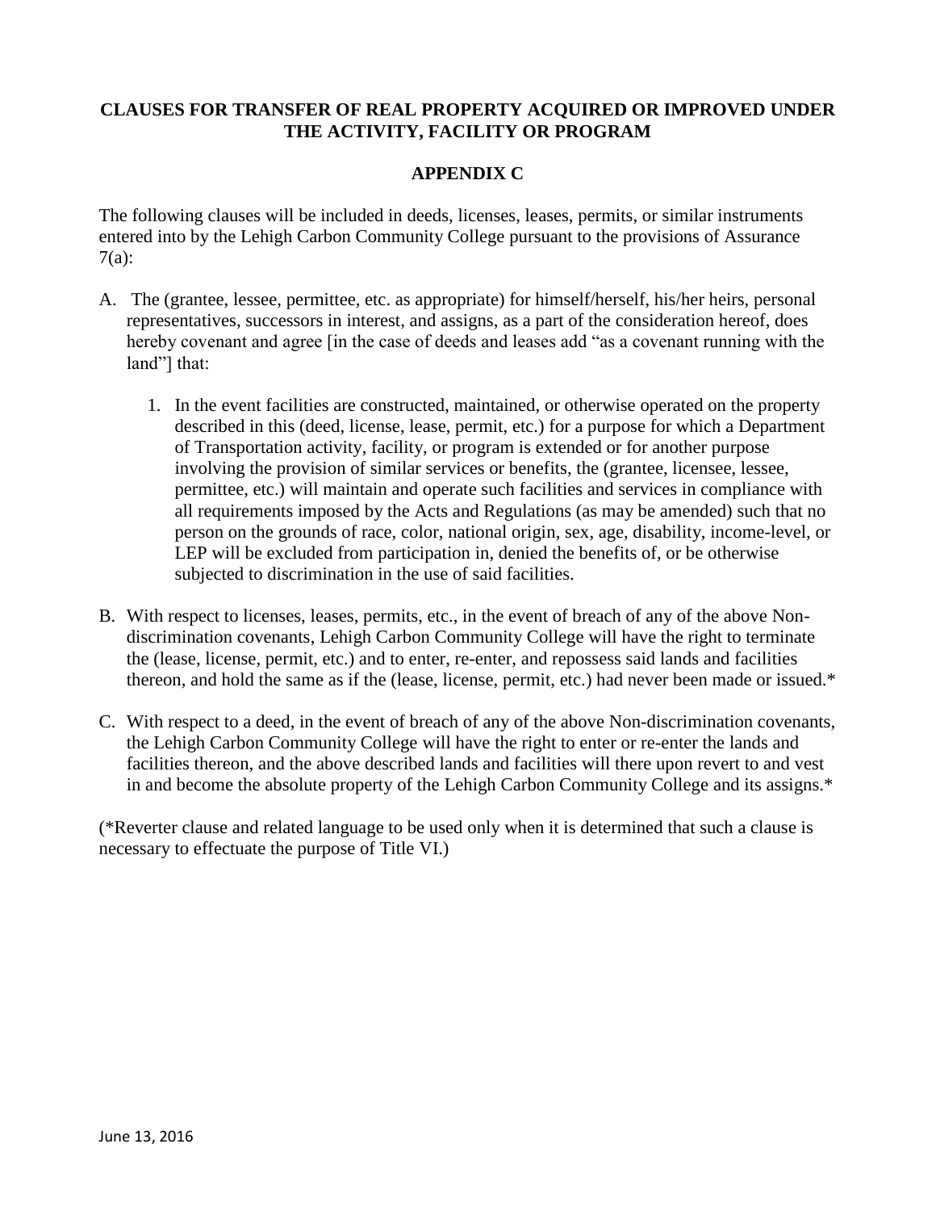# CLAUSES FOR TRANSFER OF REAL PROPERTY ACQUIRED OR IMPROVED UNDER THE ACTIVITY, FACILITY OR PROGRAM

## APPENDIX C

The following clauses will be included in deeds, licenses, leases, permits, or similar instruments entered into by the Lehigh Carbon Community College pursuant to the provisions of Assurance 7(a):

A. The (grantee, lessee, permittee, etc. as appropriate) for himself/herself, his/her heirs, personal representatives, successors in interest, and assigns, as a part of the consideration hereof, does hereby covenant and agree [in the case of deeds and leases add "as a covenant running with the land"] that:

   1. In the event facilities are constructed, maintained, or otherwise operated on the property described in this (deed, license, lease, permit, etc.) for a purpose for which a Department of Transportation activity, facility, or program is extended or for another purpose involving the provision of similar services or benefits, the (grantee, licensee, lessee, permittee, etc.) will maintain and operate such facilities and services in compliance with all requirements imposed by the Acts and Regulations (as may be amended) such that no person on the grounds of race, color, national origin, sex, age, disability, income-level, or LEP will be excluded from participation in, denied the benefits of, or be otherwise subjected to discrimination in the use of said facilities.

B. With respect to licenses, leases, permits, etc., in the event of breach of any of the above Non-discrimination covenants, Lehigh Carbon Community College will have the right to terminate the (lease, license, permit, etc.) and to enter, re-enter, and repossess said lands and facilities thereon, and hold the same as if the (lease, license, permit, etc.) had never been made or issued.*

C. With respect to a deed, in the event of breach of any of the above Non-discrimination covenants, the Lehigh Carbon Community College will have the right to enter or re-enter the lands and facilities thereon, and the above described lands and facilities will there upon revert to and vest in and become the absolute property of the Lehigh Carbon Community College and its assigns.*

(*Reverter clause and related language to be used only when it is determined that such a clause is necessary to effectuate the purpose of Title VI.)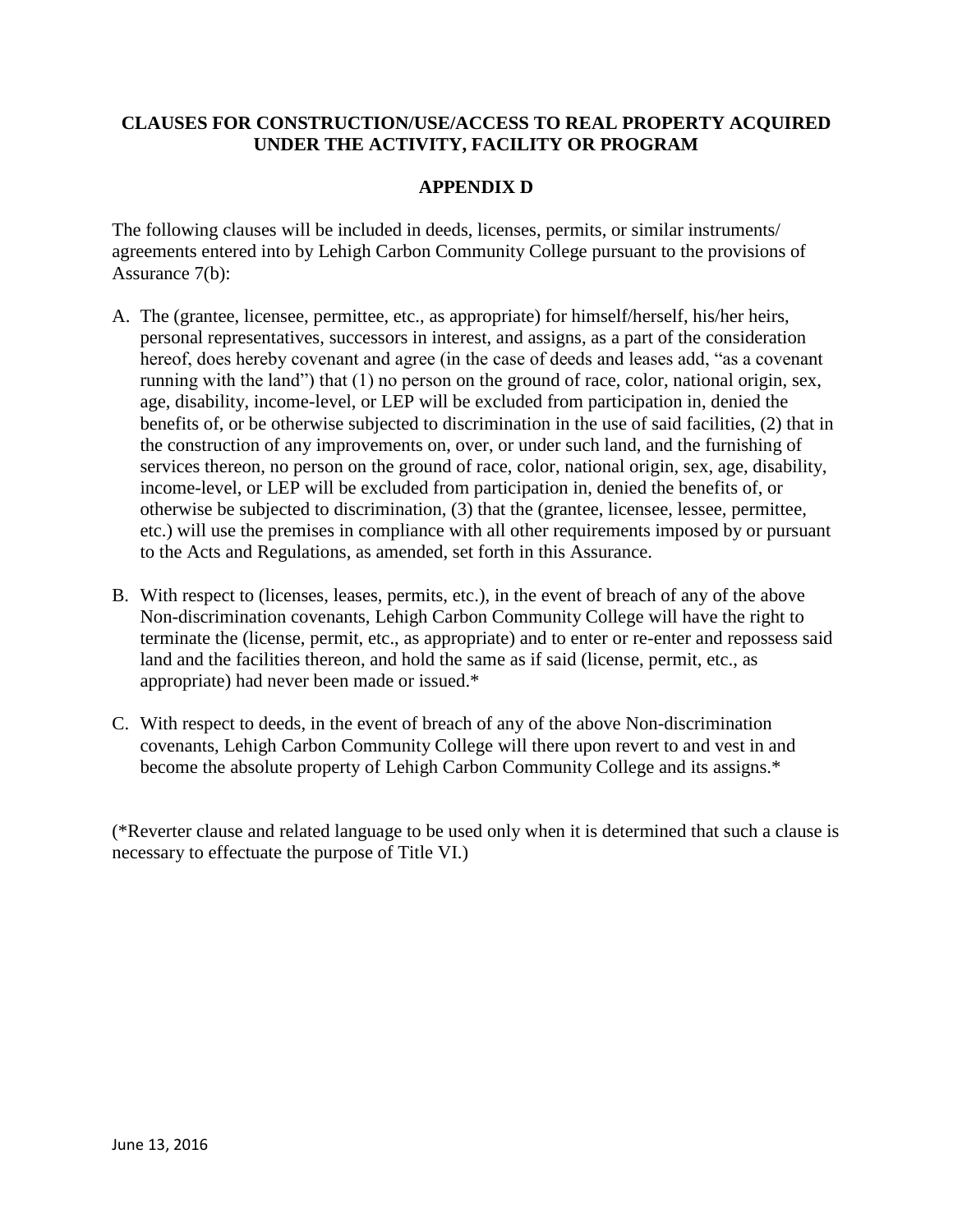**CLAUSES FOR CONSTRUCTION/USE/ACCESS TO REAL PROPERTY ACQUIRED UNDER THE ACTIVITY, FACILITY OR PROGRAM**

**APPENDIX D**

The following clauses will be included in deeds, licenses, permits, or similar instruments/ agreements entered into by Lehigh Carbon Community College pursuant to the provisions of Assurance 7(b):

A. The (grantee, licensee, permittee, etc., as appropriate) for himself/herself, his/her heirs, personal representatives, successors in interest, and assigns, as a part of the consideration hereof, does hereby covenant and agree (in the case of deeds and leases add, "as a covenant running with the land") that (1) no person on the ground of race, color, national origin, sex, age, disability, income-level, or LEP will be excluded from participation in, denied the benefits of, or be otherwise subjected to discrimination in the use of said facilities, (2) that in the construction of any improvements on, over, or under such land, and the furnishing of services thereon, no person on the ground of race, color, national origin, sex, age, disability, income-level, or LEP will be excluded from participation in, denied the benefits of, or otherwise be subjected to discrimination, (3) that the (grantee, licensee, lessee, permittee, etc.) will use the premises in compliance with all other requirements imposed by or pursuant to the Acts and Regulations, as amended, set forth in this Assurance.

B. With respect to (licenses, leases, permits, etc.), in the event of breach of any of the above Non-discrimination covenants, Lehigh Carbon Community College will have the right to terminate the (license, permit, etc., as appropriate) and to enter or re-enter and repossess said land and the facilities thereon, and hold the same as if said (license, permit, etc., as appropriate) had never been made or issued.*

C. With respect to deeds, in the event of breach of any of the above Non-discrimination covenants, Lehigh Carbon Community College will there upon revert to and vest in and become the absolute property of Lehigh Carbon Community College and its assigns.*

(*Reverter clause and related language to be used only when it is determined that such a clause is necessary to effectuate the purpose of Title VI.)

June 13, 2016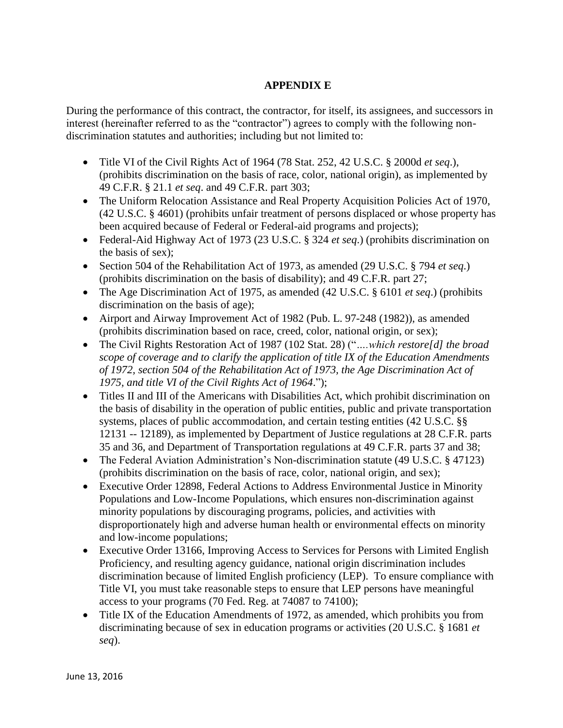# APPENDIX E

During the performance of this contract, the contractor, for itself, its assignees, and successors in interest (hereinafter referred to as the "contractor") agrees to comply with the following non-discrimination statutes and authorities; including but not limited to:

- Title VI of the Civil Rights Act of 1964 (78 Stat. 252, 42 U.S.C. § 2000d *et seq*.), (prohibits discrimination on the basis of race, color, national origin), as implemented by 49 C.F.R. § 21.1 *et seq*. and 49 C.F.R. part 303;
- The Uniform Relocation Assistance and Real Property Acquisition Policies Act of 1970, (42 U.S.C. § 4601) (prohibits unfair treatment of persons displaced or whose property has been acquired because of Federal or Federal-aid programs and projects);
- Federal-Aid Highway Act of 1973 (23 U.S.C. § 324 *et seq*.) (prohibits discrimination on the basis of sex);
- Section 504 of the Rehabilitation Act of 1973, as amended (29 U.S.C. § 794 *et seq*.) (prohibits discrimination on the basis of disability); and 49 C.F.R. part 27;
- The Age Discrimination Act of 1975, as amended (42 U.S.C. § 6101 *et seq*.) (prohibits discrimination on the basis of age);
- Airport and Airway Improvement Act of 1982 (Pub. L. 97-248 (1982)), as amended (prohibits discrimination based on race, creed, color, national origin, or sex);
- The Civil Rights Restoration Act of 1987 (102 Stat. 28) ("*....which restore[d] the broad scope of coverage and to clarify the application of title IX of the Education Amendments of 1972, section 504 of the Rehabilitation Act of 1973, the Age Discrimination Act of 1975, and title VI of the Civil Rights Act of 1964*.");
- Titles II and III of the Americans with Disabilities Act, which prohibit discrimination on the basis of disability in the operation of public entities, public and private transportation systems, places of public accommodation, and certain testing entities (42 U.S.C. §§ 12131 -- 12189), as implemented by Department of Justice regulations at 28 C.F.R. parts 35 and 36, and Department of Transportation regulations at 49 C.F.R. parts 37 and 38;
- The Federal Aviation Administration's Non-discrimination statute (49 U.S.C. § 47123) (prohibits discrimination on the basis of race, color, national origin, and sex);
- Executive Order 12898, Federal Actions to Address Environmental Justice in Minority Populations and Low-Income Populations, which ensures non-discrimination against minority populations by discouraging programs, policies, and activities with disproportionately high and adverse human health or environmental effects on minority and low-income populations;
- Executive Order 13166, Improving Access to Services for Persons with Limited English Proficiency, and resulting agency guidance, national origin discrimination includes discrimination because of limited English proficiency (LEP). To ensure compliance with Title VI, you must take reasonable steps to ensure that LEP persons have meaningful access to your programs (70 Fed. Reg. at 74087 to 74100);
- Title IX of the Education Amendments of 1972, as amended, which prohibits you from discriminating because of sex in education programs or activities (20 U.S.C. § 1681 *et seq*).

June 13, 2016